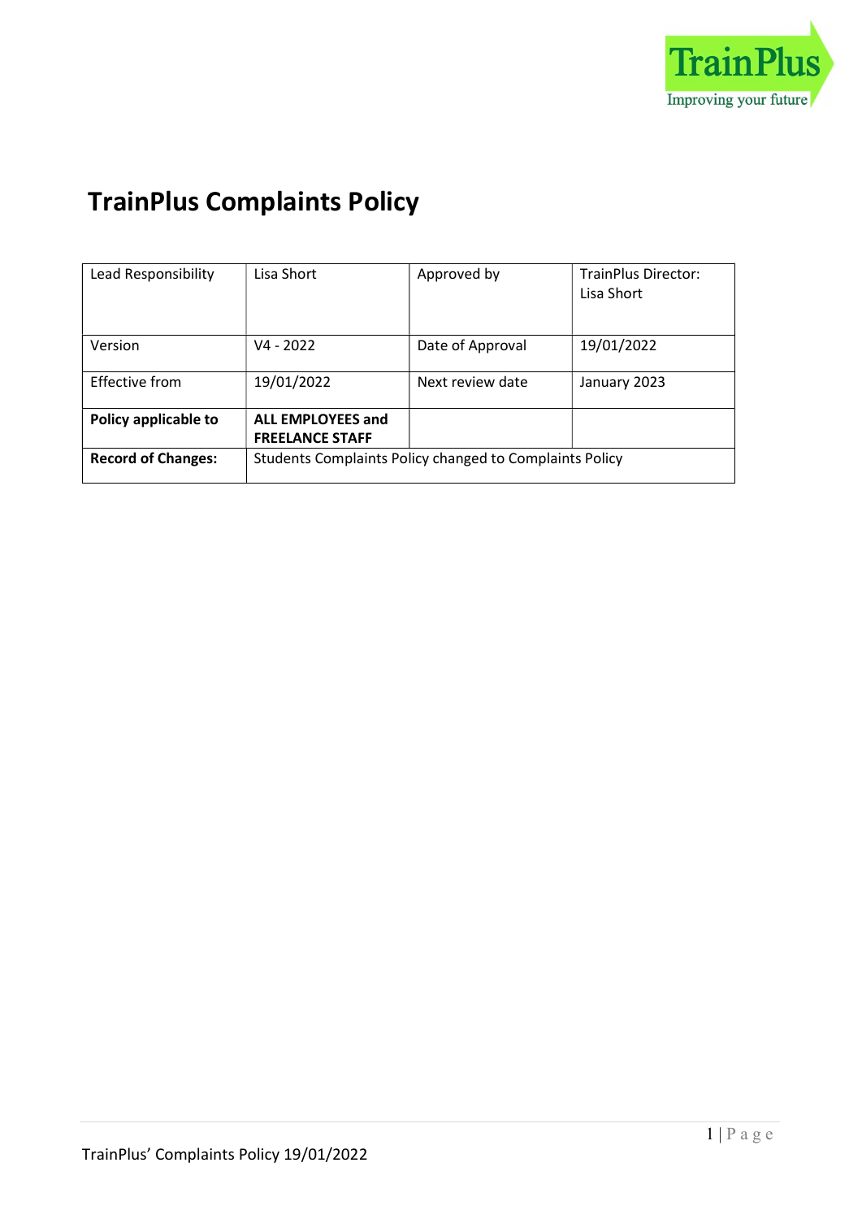TrainPlus

Improving your future

# TrainPlus Complaints Policy

| Lead Responsibility | Lisa Short | Approved by | TrainPlus Director: Lisa Short |
|---|---|---|---|
| Version | V4 - 2022 | Date of Approval | 19/01/2022 |
| Effective from | 19/01/2022 | Next review date | January 2023 |
| **Policy applicable to** | **ALL EMPLOYEES and FREELANCE STAFF** | | |
| **Record of Changes:** | Students Complaints Policy changed to Complaints Policy | | |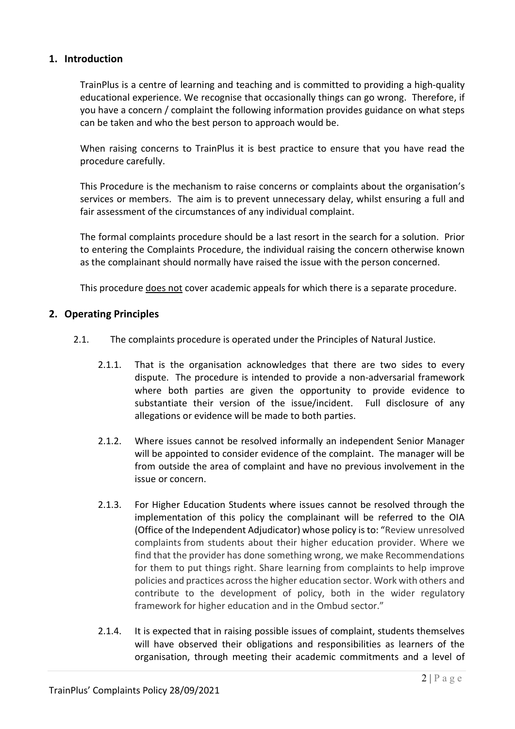## 1. Introduction

TrainPlus is a centre of learning and teaching and is committed to providing a high-quality educational experience. We recognise that occasionally things can go wrong. Therefore, if you have a concern / complaint the following information provides guidance on what steps can be taken and who the best person to approach would be.

When raising concerns to TrainPlus it is best practice to ensure that you have read the procedure carefully.

This Procedure is the mechanism to raise concerns or complaints about the organisation's services or members. The aim is to prevent unnecessary delay, whilst ensuring a full and fair assessment of the circumstances of any individual complaint.

The formal complaints procedure should be a last resort in the search for a solution. Prior to entering the Complaints Procedure, the individual raising the concern otherwise known as the complainant should normally have raised the issue with the person concerned.

This procedure <u>does not</u> cover academic appeals for which there is a separate procedure.

## 2. Operating Principles

2.1. The complaints procedure is operated under the Principles of Natural Justice.

2.1.1. That is the organisation acknowledges that there are two sides to every dispute. The procedure is intended to provide a non-adversarial framework where both parties are given the opportunity to provide evidence to substantiate their version of the issue/incident. Full disclosure of any allegations or evidence will be made to both parties.

2.1.2. Where issues cannot be resolved informally an independent Senior Manager will be appointed to consider evidence of the complaint. The manager will be from outside the area of complaint and have no previous involvement in the issue or concern.

2.1.3. For Higher Education Students where issues cannot be resolved through the implementation of this policy the complainant will be referred to the OIA (Office of the Independent Adjudicator) whose policy is to: "Review unresolved complaints from students about their higher education provider. Where we find that the provider has done something wrong, we make Recommendations for them to put things right. Share learning from complaints to help improve policies and practices across the higher education sector. Work with others and contribute to the development of policy, both in the wider regulatory framework for higher education and in the Ombud sector."

2.1.4. It is expected that in raising possible issues of complaint, students themselves will have observed their obligations and responsibilities as learners of the organisation, through meeting their academic commitments and a level of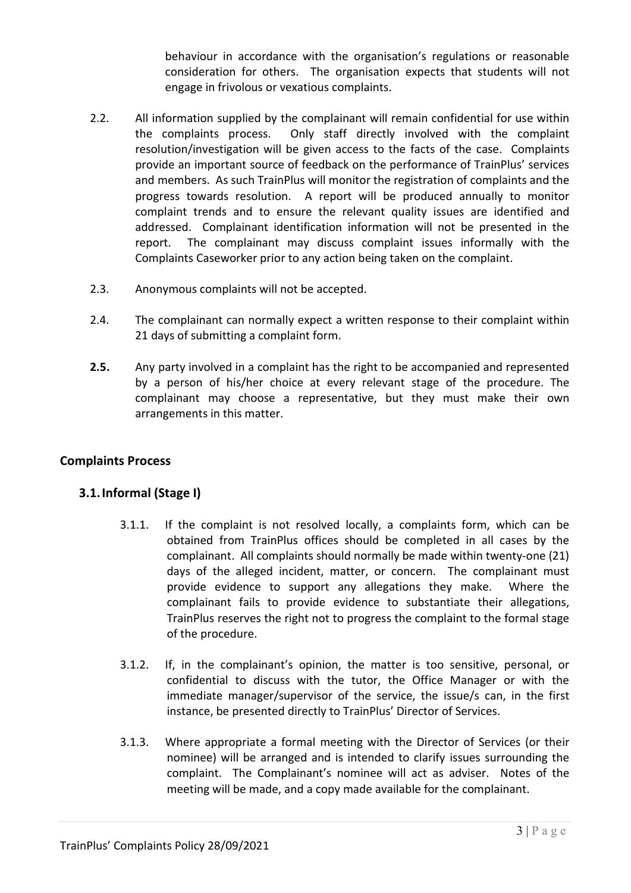behaviour in accordance with the organisation's regulations or reasonable consideration for others. The organisation expects that students will not engage in frivolous or vexatious complaints.

2.2. All information supplied by the complainant will remain confidential for use within the complaints process. Only staff directly involved with the complaint resolution/investigation will be given access to the facts of the case. Complaints provide an important source of feedback on the performance of TrainPlus' services and members. As such TrainPlus will monitor the registration of complaints and the progress towards resolution. A report will be produced annually to monitor complaint trends and to ensure the relevant quality issues are identified and addressed. Complainant identification information will not be presented in the report. The complainant may discuss complaint issues informally with the Complaints Caseworker prior to any action being taken on the complaint.

2.3. Anonymous complaints will not be accepted.

2.4. The complainant can normally expect a written response to their complaint within 21 days of submitting a complaint form.

**2.5.** Any party involved in a complaint has the right to be accompanied and represented by a person of his/her choice at every relevant stage of the procedure. The complainant may choose a representative, but they must make their own arrangements in this matter.

## Complaints Process

### 3.1. Informal (Stage I)

3.1.1. If the complaint is not resolved locally, a complaints form, which can be obtained from TrainPlus offices should be completed in all cases by the complainant. All complaints should normally be made within twenty-one (21) days of the alleged incident, matter, or concern. The complainant must provide evidence to support any allegations they make. Where the complainant fails to provide evidence to substantiate their allegations, TrainPlus reserves the right not to progress the complaint to the formal stage of the procedure.

3.1.2. If, in the complainant's opinion, the matter is too sensitive, personal, or confidential to discuss with the tutor, the Office Manager or with the immediate manager/supervisor of the service, the issue/s can, in the first instance, be presented directly to TrainPlus' Director of Services.

3.1.3. Where appropriate a formal meeting with the Director of Services (or their nominee) will be arranged and is intended to clarify issues surrounding the complaint. The Complainant's nominee will act as adviser. Notes of the meeting will be made, and a copy made available for the complainant.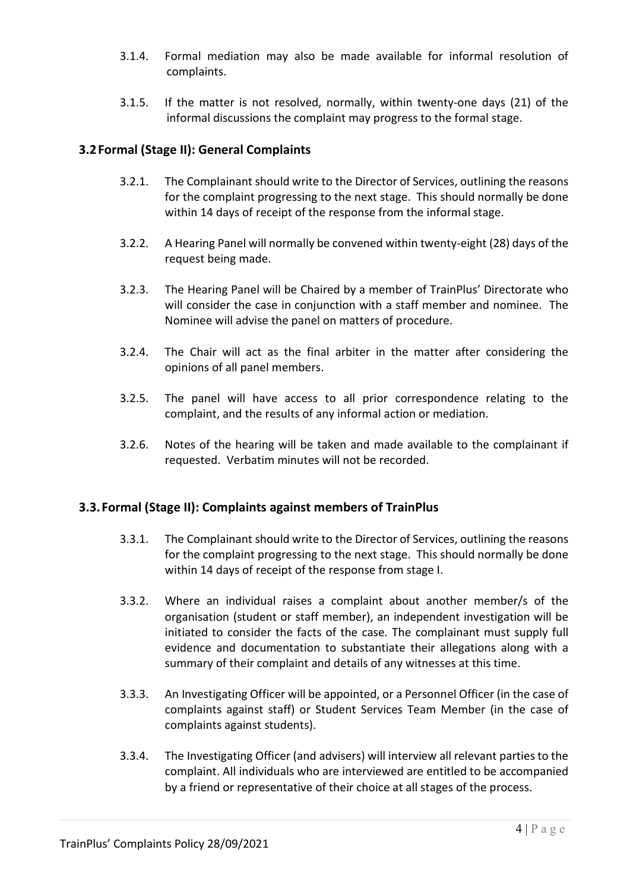3.1.4. Formal mediation may also be made available for informal resolution of complaints.

3.1.5. If the matter is not resolved, normally, within twenty-one days (21) of the informal discussions the complaint may progress to the formal stage.

### 3.2 Formal (Stage II): General Complaints

3.2.1. The Complainant should write to the Director of Services, outlining the reasons for the complaint progressing to the next stage. This should normally be done within 14 days of receipt of the response from the informal stage.

3.2.2. A Hearing Panel will normally be convened within twenty-eight (28) days of the request being made.

3.2.3. The Hearing Panel will be Chaired by a member of TrainPlus' Directorate who will consider the case in conjunction with a staff member and nominee. The Nominee will advise the panel on matters of procedure.

3.2.4. The Chair will act as the final arbiter in the matter after considering the opinions of all panel members.

3.2.5. The panel will have access to all prior correspondence relating to the complaint, and the results of any informal action or mediation.

3.2.6. Notes of the hearing will be taken and made available to the complainant if requested. Verbatim minutes will not be recorded.

### 3.3. Formal (Stage II): Complaints against members of TrainPlus

3.3.1. The Complainant should write to the Director of Services, outlining the reasons for the complaint progressing to the next stage. This should normally be done within 14 days of receipt of the response from stage I.

3.3.2. Where an individual raises a complaint about another member/s of the organisation (student or staff member), an independent investigation will be initiated to consider the facts of the case. The complainant must supply full evidence and documentation to substantiate their allegations along with a summary of their complaint and details of any witnesses at this time.

3.3.3. An Investigating Officer will be appointed, or a Personnel Officer (in the case of complaints against staff) or Student Services Team Member (in the case of complaints against students).

3.3.4. The Investigating Officer (and advisers) will interview all relevant parties to the complaint. All individuals who are interviewed are entitled to be accompanied by a friend or representative of their choice at all stages of the process.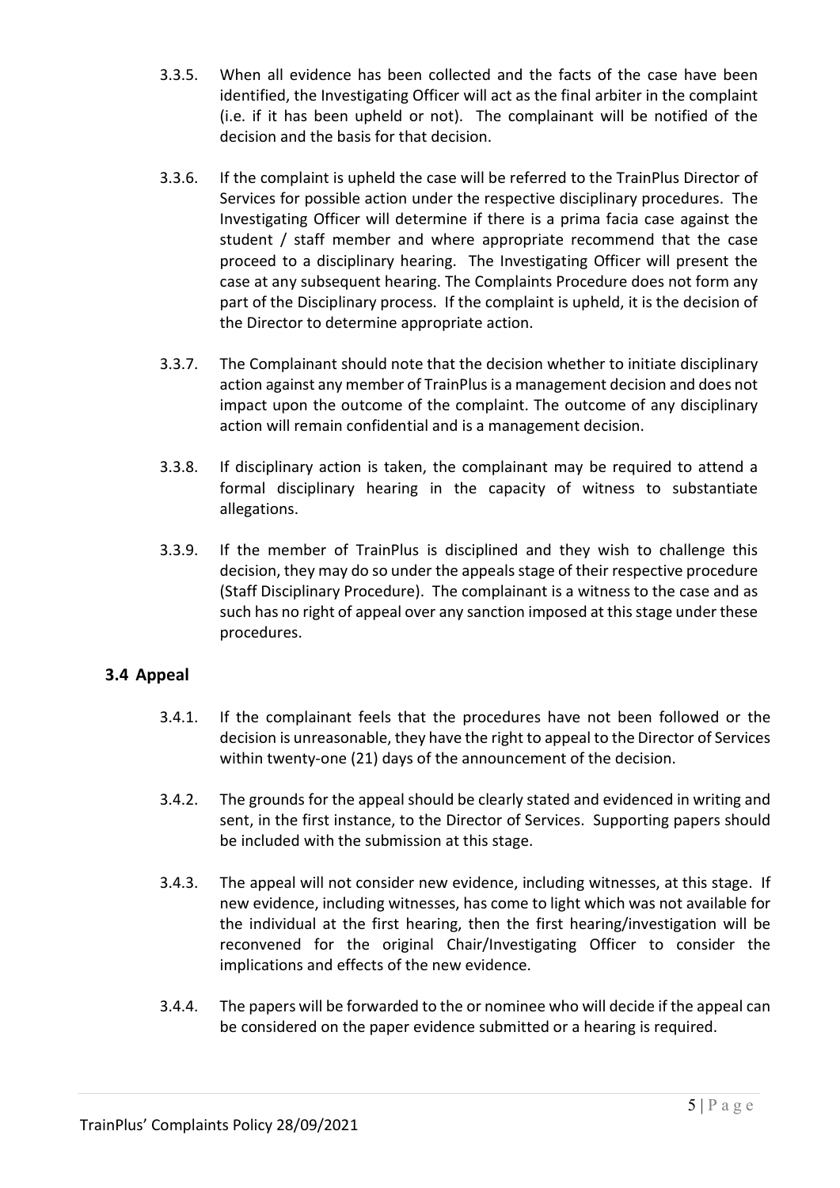3.3.5. When all evidence has been collected and the facts of the case have been identified, the Investigating Officer will act as the final arbiter in the complaint (i.e. if it has been upheld or not). The complainant will be notified of the decision and the basis for that decision.

3.3.6. If the complaint is upheld the case will be referred to the TrainPlus Director of Services for possible action under the respective disciplinary procedures. The Investigating Officer will determine if there is a prima facia case against the student / staff member and where appropriate recommend that the case proceed to a disciplinary hearing. The Investigating Officer will present the case at any subsequent hearing. The Complaints Procedure does not form any part of the Disciplinary process. If the complaint is upheld, it is the decision of the Director to determine appropriate action.

3.3.7. The Complainant should note that the decision whether to initiate disciplinary action against any member of TrainPlus is a management decision and does not impact upon the outcome of the complaint. The outcome of any disciplinary action will remain confidential and is a management decision.

3.3.8. If disciplinary action is taken, the complainant may be required to attend a formal disciplinary hearing in the capacity of witness to substantiate allegations.

3.3.9. If the member of TrainPlus is disciplined and they wish to challenge this decision, they may do so under the appeals stage of their respective procedure (Staff Disciplinary Procedure). The complainant is a witness to the case and as such has no right of appeal over any sanction imposed at this stage under these procedures.

## 3.4 Appeal

3.4.1. If the complainant feels that the procedures have not been followed or the decision is unreasonable, they have the right to appeal to the Director of Services within twenty-one (21) days of the announcement of the decision.

3.4.2. The grounds for the appeal should be clearly stated and evidenced in writing and sent, in the first instance, to the Director of Services. Supporting papers should be included with the submission at this stage.

3.4.3. The appeal will not consider new evidence, including witnesses, at this stage. If new evidence, including witnesses, has come to light which was not available for the individual at the first hearing, then the first hearing/investigation will be reconvened for the original Chair/Investigating Officer to consider the implications and effects of the new evidence.

3.4.4. The papers will be forwarded to the or nominee who will decide if the appeal can be considered on the paper evidence submitted or a hearing is required.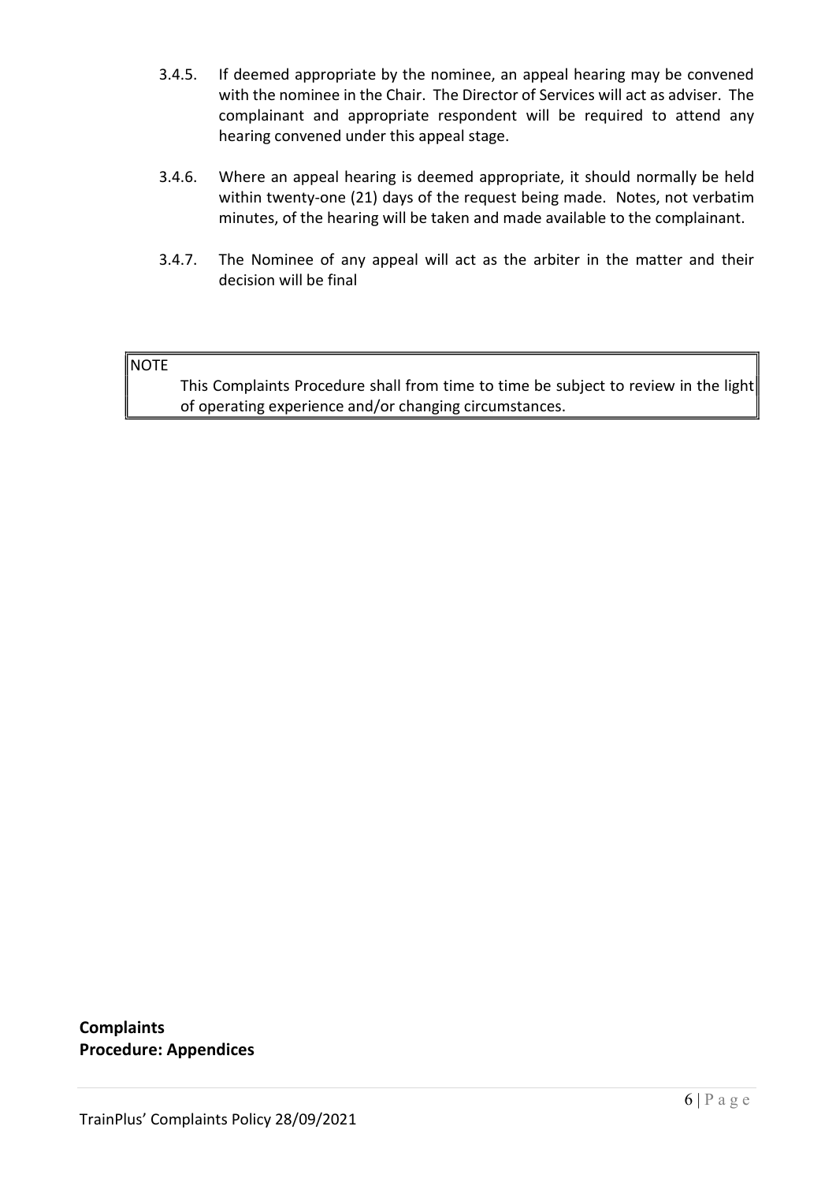3.4.5. If deemed appropriate by the nominee, an appeal hearing may be convened with the nominee in the Chair. The Director of Services will act as adviser. The complainant and appropriate respondent will be required to attend any hearing convened under this appeal stage.

3.4.6. Where an appeal hearing is deemed appropriate, it should normally be held within twenty-one (21) days of the request being made. Notes, not verbatim minutes, of the hearing will be taken and made available to the complainant.

3.4.7. The Nominee of any appeal will act as the arbiter in the matter and their decision will be final

> NOTE
>
> This Complaints Procedure shall from time to time be subject to review in the light of operating experience and/or changing circumstances.

**Complaints**
**Procedure: Appendices**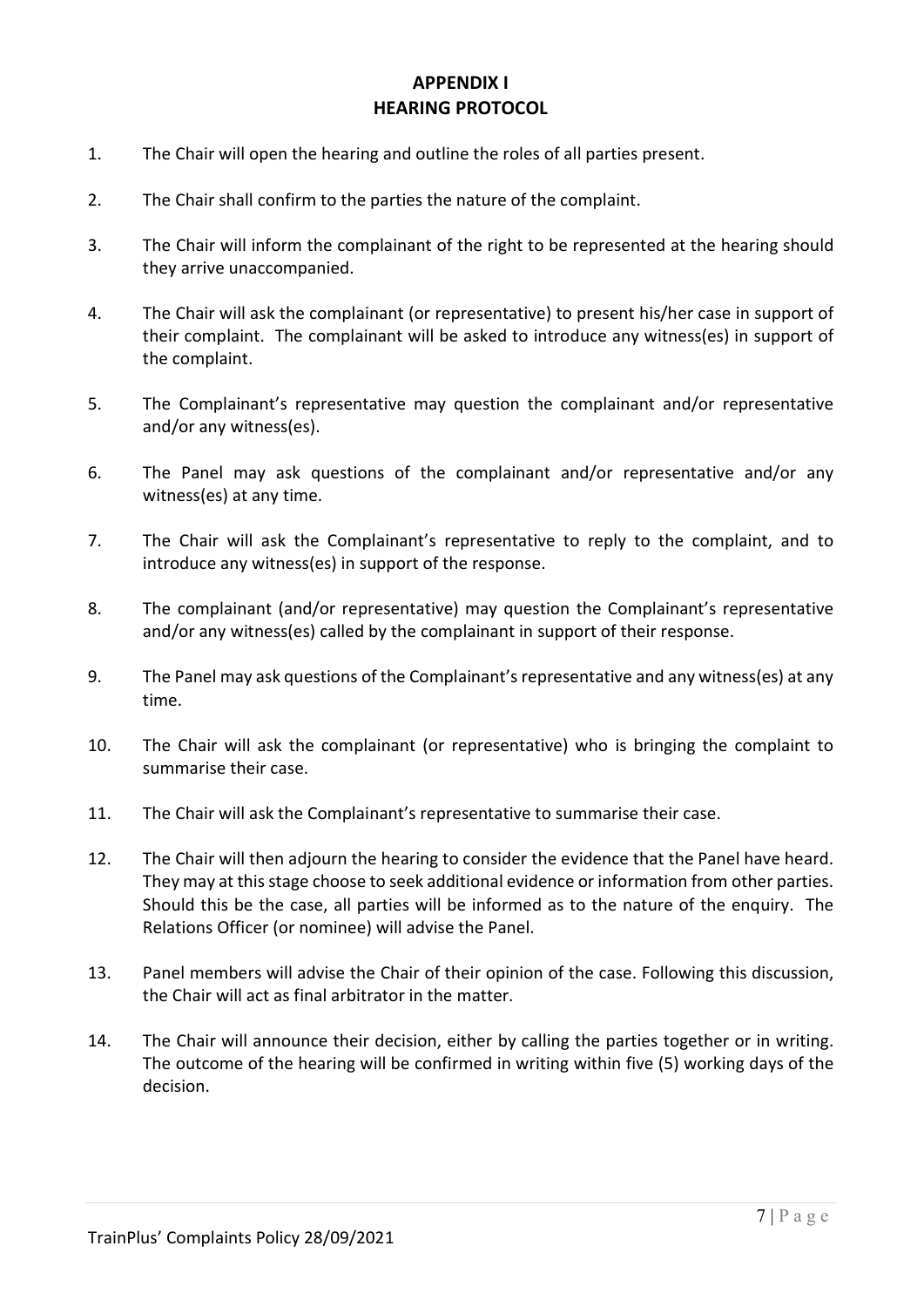# APPENDIX I
# HEARING PROTOCOL

1. The Chair will open the hearing and outline the roles of all parties present.

2. The Chair shall confirm to the parties the nature of the complaint.

3. The Chair will inform the complainant of the right to be represented at the hearing should they arrive unaccompanied.

4. The Chair will ask the complainant (or representative) to present his/her case in support of their complaint. The complainant will be asked to introduce any witness(es) in support of the complaint.

5. The Complainant's representative may question the complainant and/or representative and/or any witness(es).

6. The Panel may ask questions of the complainant and/or representative and/or any witness(es) at any time.

7. The Chair will ask the Complainant's representative to reply to the complaint, and to introduce any witness(es) in support of the response.

8. The complainant (and/or representative) may question the Complainant's representative and/or any witness(es) called by the complainant in support of their response.

9. The Panel may ask questions of the Complainant's representative and any witness(es) at any time.

10. The Chair will ask the complainant (or representative) who is bringing the complaint to summarise their case.

11. The Chair will ask the Complainant's representative to summarise their case.

12. The Chair will then adjourn the hearing to consider the evidence that the Panel have heard. They may at this stage choose to seek additional evidence or information from other parties. Should this be the case, all parties will be informed as to the nature of the enquiry. The Relations Officer (or nominee) will advise the Panel.

13. Panel members will advise the Chair of their opinion of the case. Following this discussion, the Chair will act as final arbitrator in the matter.

14. The Chair will announce their decision, either by calling the parties together or in writing. The outcome of the hearing will be confirmed in writing within five (5) working days of the decision.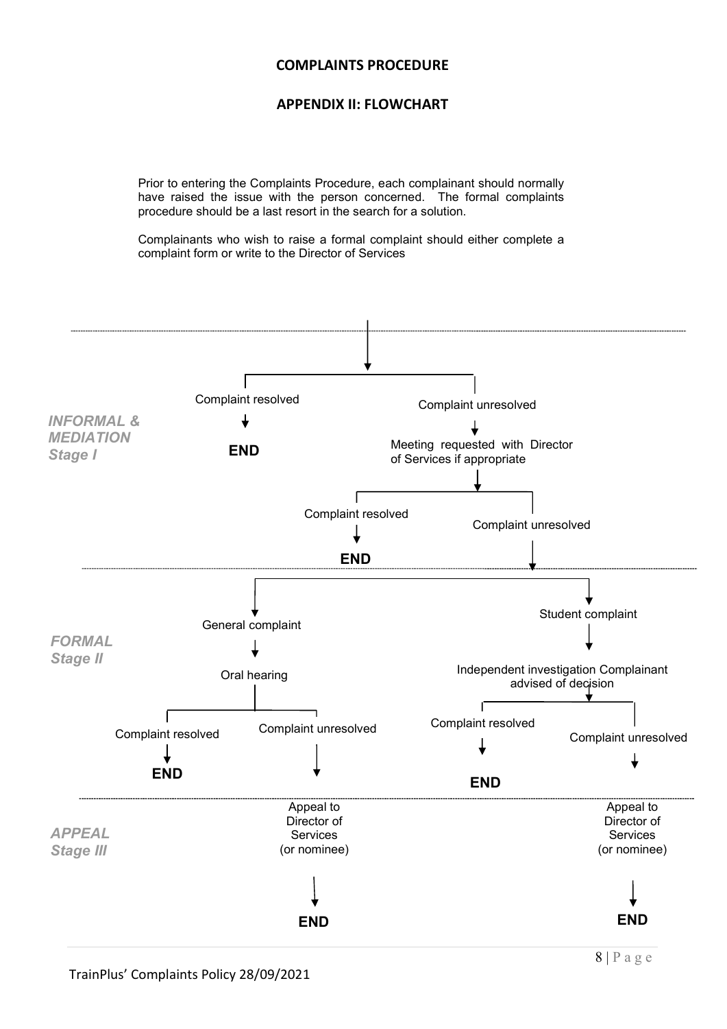## COMPLAINTS PROCEDURE

## APPENDIX II: FLOWCHART

Prior to entering the Complaints Procedure, each complainant should normally have raised the issue with the person concerned. The formal complaints procedure should be a last resort in the search for a solution.

Complainants who wish to raise a formal complaint should either complete a complaint form or write to the Director of Services

*INFORMAL & MEDIATION Stage I*

Complaint resolved

END

Complaint unresolved

Meeting requested with Director of Services if appropriate

Complaint resolved

END

Complaint unresolved

*FORMAL Stage II*

General complaint

Oral hearing

Complaint resolved

END

Complaint unresolved

Student complaint

Independent investigation Complainant advised of decision

Complaint resolved

END

Complaint unresolved

*APPEAL Stage III*

Appeal to Director of Services (or nominee)

END

Appeal to Director of Services (or nominee)

END